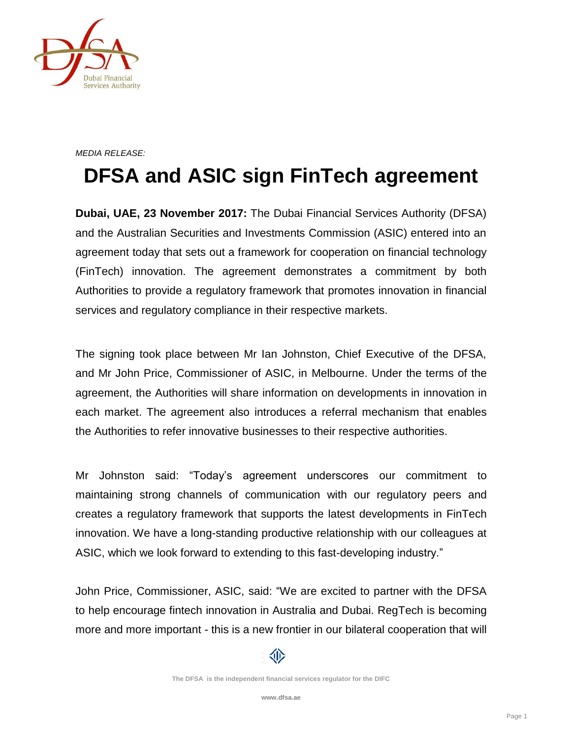*MEDIA RELEASE:*

# DFSA and ASIC sign FinTech agreement

**Dubai, UAE, 23 November 2017:** The Dubai Financial Services Authority (DFSA) and the Australian Securities and Investments Commission (ASIC) entered into an agreement today that sets out a framework for cooperation on financial technology (FinTech) innovation. The agreement demonstrates a commitment by both Authorities to provide a regulatory framework that promotes innovation in financial services and regulatory compliance in their respective markets.

The signing took place between Mr Ian Johnston, Chief Executive of the DFSA, and Mr John Price, Commissioner of ASIC, in Melbourne. Under the terms of the agreement, the Authorities will share information on developments in innovation in each market. The agreement also introduces a referral mechanism that enables the Authorities to refer innovative businesses to their respective authorities.

Mr Johnston said: "Today's agreement underscores our commitment to maintaining strong channels of communication with our regulatory peers and creates a regulatory framework that supports the latest developments in FinTech innovation. We have a long-standing productive relationship with our colleagues at ASIC, which we look forward to extending to this fast-developing industry."

John Price, Commissioner, ASIC, said: "We are excited to partner with the DFSA to help encourage fintech innovation in Australia and Dubai. RegTech is becoming more and more important - this is a new frontier in our bilateral cooperation that will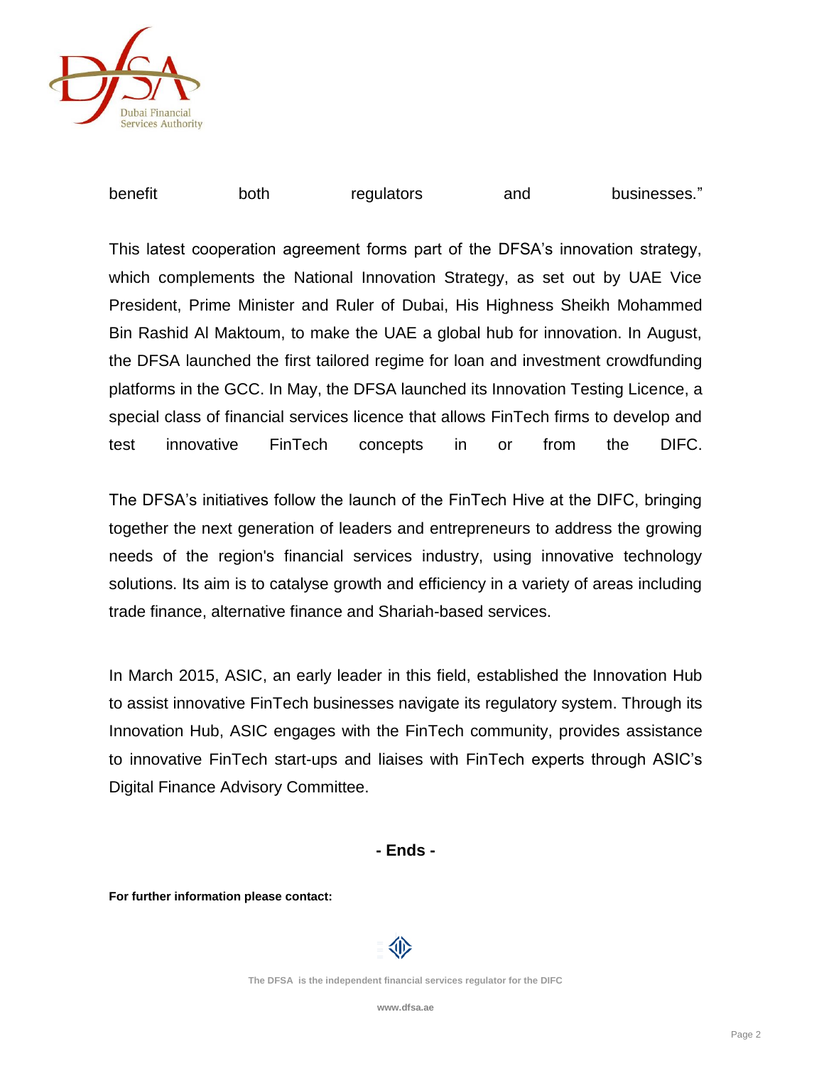benefit both regulators and businesses."

This latest cooperation agreement forms part of the DFSA's innovation strategy, which complements the National Innovation Strategy, as set out by UAE Vice President, Prime Minister and Ruler of Dubai, His Highness Sheikh Mohammed Bin Rashid Al Maktoum, to make the UAE a global hub for innovation. In August, the DFSA launched the first tailored regime for loan and investment crowdfunding platforms in the GCC. In May, the DFSA launched its Innovation Testing Licence, a special class of financial services licence that allows FinTech firms to develop and test innovative FinTech concepts in or from the DIFC.

The DFSA's initiatives follow the launch of the FinTech Hive at the DIFC, bringing together the next generation of leaders and entrepreneurs to address the growing needs of the region's financial services industry, using innovative technology solutions. Its aim is to catalyse growth and efficiency in a variety of areas including trade finance, alternative finance and Shariah-based services.

In March 2015, ASIC, an early leader in this field, established the Innovation Hub to assist innovative FinTech businesses navigate its regulatory system. Through its Innovation Hub, ASIC engages with the FinTech community, provides assistance to innovative FinTech start-ups and liaises with FinTech experts through ASIC's Digital Finance Advisory Committee.

**- Ends -**

**For further information please contact:**

The DFSA is the independent financial services regulator for the DIFC

www.dfsa.ae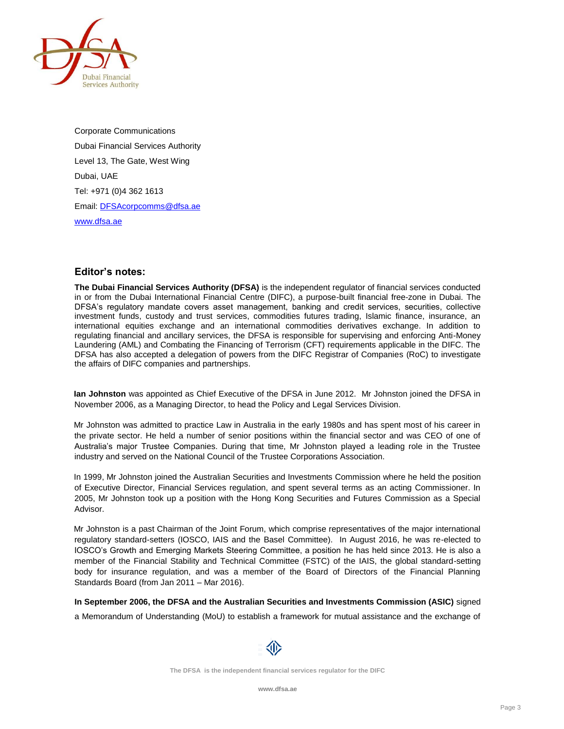Corporate Communications

Dubai Financial Services Authority

Level 13, The Gate, West Wing

Dubai, UAE

Tel: +971 (0)4 362 1613

Email: DFSAcorpcomms@dfsa.ae

www.dfsa.ae

## Editor's notes:

**The Dubai Financial Services Authority (DFSA)** is the independent regulator of financial services conducted in or from the Dubai International Financial Centre (DIFC), a purpose-built financial free-zone in Dubai. The DFSA's regulatory mandate covers asset management, banking and credit services, securities, collective investment funds, custody and trust services, commodities futures trading, Islamic finance, insurance, an international equities exchange and an international commodities derivatives exchange. In addition to regulating financial and ancillary services, the DFSA is responsible for supervising and enforcing Anti-Money Laundering (AML) and Combating the Financing of Terrorism (CFT) requirements applicable in the DIFC. The DFSA has also accepted a delegation of powers from the DIFC Registrar of Companies (RoC) to investigate the affairs of DIFC companies and partnerships.

**Ian Johnston** was appointed as Chief Executive of the DFSA in June 2012. Mr Johnston joined the DFSA in November 2006, as a Managing Director, to head the Policy and Legal Services Division.

Mr Johnston was admitted to practice Law in Australia in the early 1980s and has spent most of his career in the private sector. He held a number of senior positions within the financial sector and was CEO of one of Australia's major Trustee Companies. During that time, Mr Johnston played a leading role in the Trustee industry and served on the National Council of the Trustee Corporations Association.

In 1999, Mr Johnston joined the Australian Securities and Investments Commission where he held the position of Executive Director, Financial Services regulation, and spent several terms as an acting Commissioner. In 2005, Mr Johnston took up a position with the Hong Kong Securities and Futures Commission as a Special Advisor.

Mr Johnston is a past Chairman of the Joint Forum, which comprise representatives of the major international regulatory standard-setters (IOSCO, IAIS and the Basel Committee). In August 2016, he was re-elected to IOSCO's Growth and Emerging Markets Steering Committee, a position he has held since 2013. He is also a member of the Financial Stability and Technical Committee (FSTC) of the IAIS, the global standard-setting body for insurance regulation, and was a member of the Board of Directors of the Financial Planning Standards Board (from Jan 2011 – Mar 2016).

**In September 2006, the DFSA and the Australian Securities and Investments Commission (ASIC)** signed a Memorandum of Understanding (MoU) to establish a framework for mutual assistance and the exchange of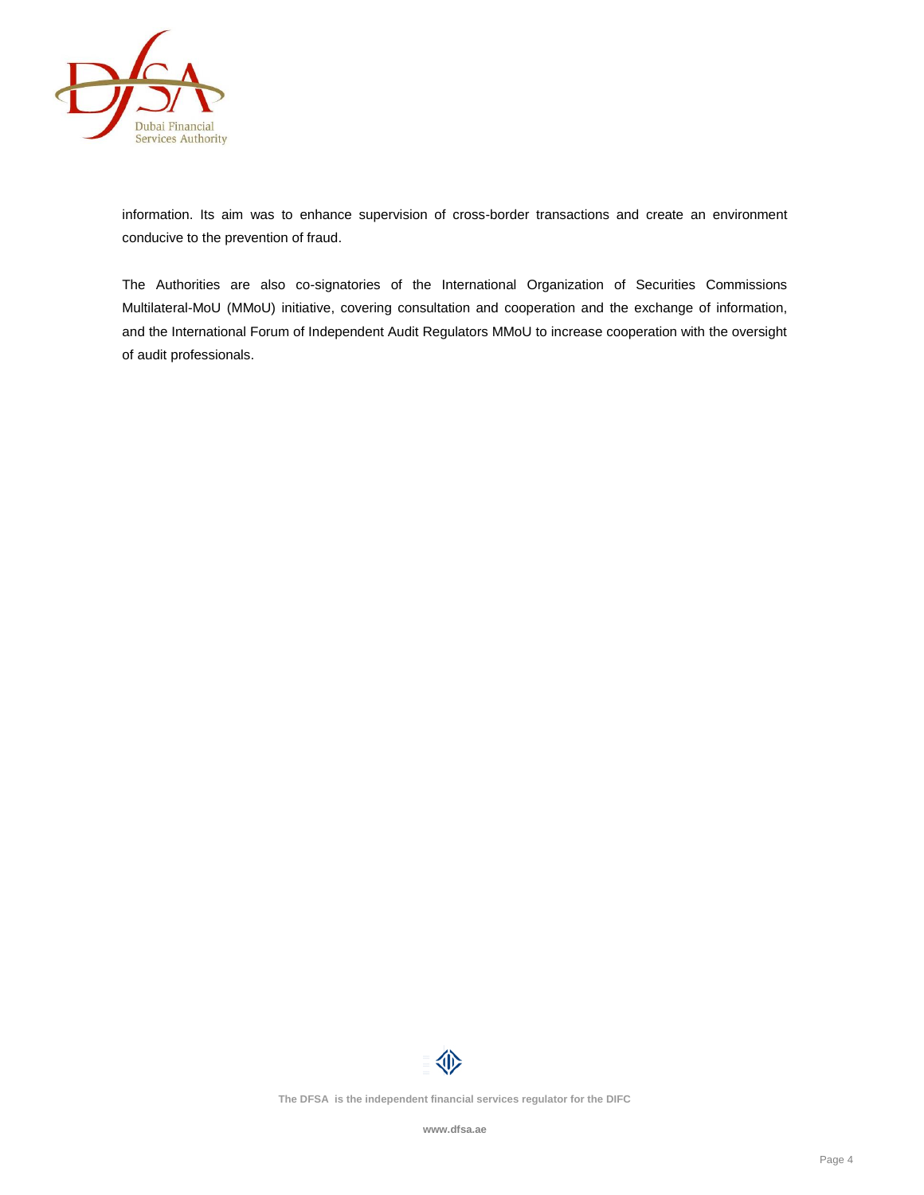information. Its aim was to enhance supervision of cross-border transactions and create an environment conducive to the prevention of fraud.

The Authorities are also co-signatories of the International Organization of Securities Commissions Multilateral-MoU (MMoU) initiative, covering consultation and cooperation and the exchange of information, and the International Forum of Independent Audit Regulators MMoU to increase cooperation with the oversight of audit professionals.